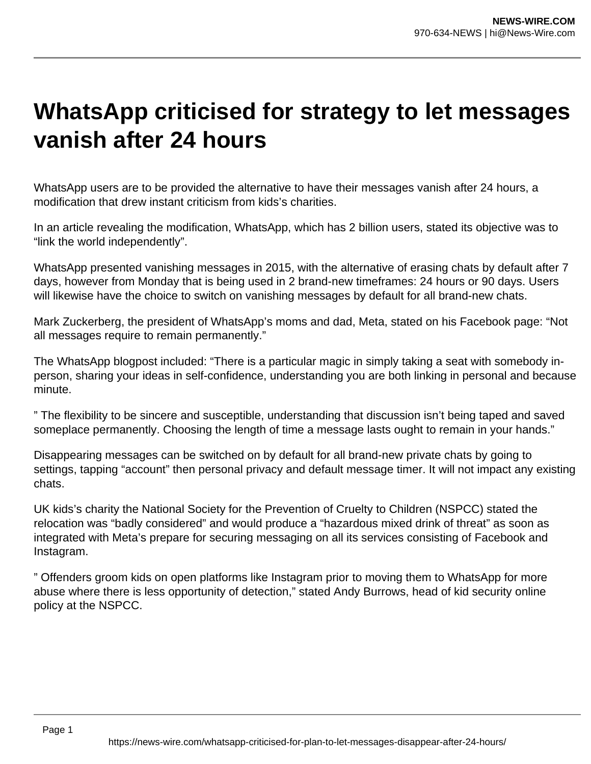# WhatsApp criticised for strategy to let messages vanish after 24 hours

WhatsApp users are to be provided the alternative to have their messages vanish after 24 hours, a modification that drew instant criticism from kids's charities.

In an article revealing the modification, WhatsApp, which has 2 billion users, stated its objective was to "link the world independently".

WhatsApp presented vanishing messages in 2015, with the alternative of erasing chats by default after 7 days, however from Monday that is being used in 2 brand-new timeframes: 24 hours or 90 days. Users will likewise have the choice to switch on vanishing messages by default for all brand-new chats.

Mark Zuckerberg, the president of WhatsApp's moms and dad, Meta, stated on his Facebook page: "Not all messages require to remain permanently."

The WhatsApp blogpost included: "There is a particular magic in simply taking a seat with somebody in-person, sharing your ideas in self-confidence, understanding you are both linking in personal and because minute.

" The flexibility to be sincere and susceptible, understanding that discussion isn't being taped and saved someplace permanently. Choosing the length of time a message lasts ought to remain in your hands."

Disappearing messages can be switched on by default for all brand-new private chats by going to settings, tapping "account" then personal privacy and default message timer. It will not impact any existing chats.

UK kids's charity the National Society for the Prevention of Cruelty to Children (NSPCC) stated the relocation was "badly considered" and would produce a "hazardous mixed drink of threat" as soon as integrated with Meta's prepare for securing messaging on all its services consisting of Facebook and Instagram.

" Offenders groom kids on open platforms like Instagram prior to moving them to WhatsApp for more abuse where there is less opportunity of detection," stated Andy Burrows, head of kid security online policy at the NSPCC.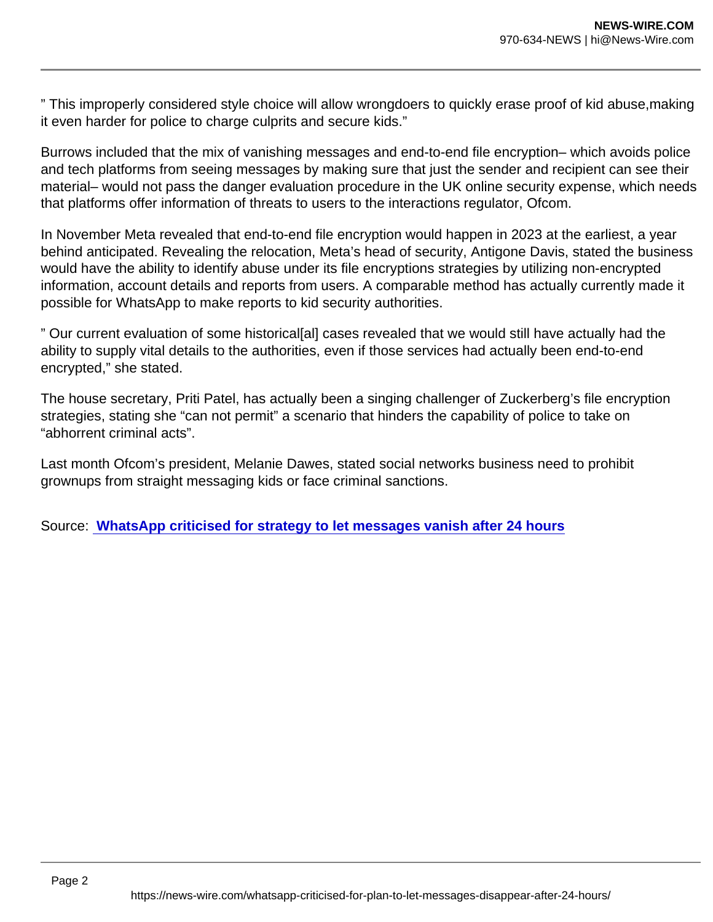” This improperly considered style choice will allow wrongdoers to quickly erase proof of kid abuse,making it even harder for police to charge culprits and secure kids.”

Burrows included that the mix of vanishing messages and end-to-end file encryption– which avoids police and tech platforms from seeing messages by making sure that just the sender and recipient can see their material– would not pass the danger evaluation procedure in the UK online security expense, which needs that platforms offer information of threats to users to the interactions regulator, Ofcom.

In November Meta revealed that end-to-end file encryption would happen in 2023 at the earliest, a year behind anticipated. Revealing the relocation, Meta’s head of security, Antigone Davis, stated the business would have the ability to identify abuse under its file encryptions strategies by utilizing non-encrypted information, account details and reports from users. A comparable method has actually currently made it possible for WhatsApp to make reports to kid security authorities.

” Our current evaluation of some historical[al] cases revealed that we would still have actually had the ability to supply vital details to the authorities, even if those services had actually been end-to-end encrypted,” she stated.

The house secretary, Priti Patel, has actually been a singing challenger of Zuckerberg’s file encryption strategies, stating she “can not permit” a scenario that hinders the capability of police to take on “abhorrent criminal acts”.

Last month Ofcom’s president, Melanie Dawes, stated social networks business need to prohibit grownups from straight messaging kids or face criminal sanctions.

Source: [WhatsApp criticised for strategy to let messages vanish after 24 hours](https://news-wire.com/whatsapp-criticised-for-plan-to-let-messages-disappear-after-24-hours/)